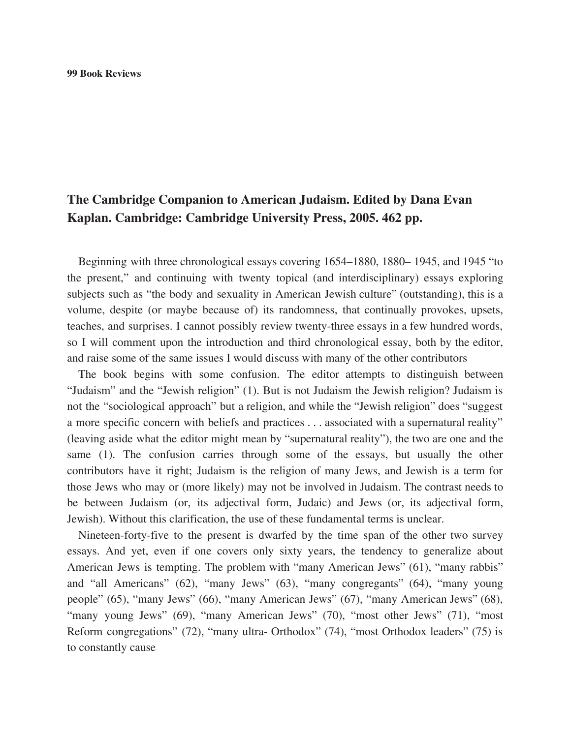## The Cambridge Companion to American Judaism. Edited by Dana Evan Kaplan. Cambridge: Cambridge University Press, 2005. 462 pp.

Beginning with three chronological essays covering 1654–1880, 1880– 1945, and 1945 "to the present," and continuing with twenty topical (and interdisciplinary) essays exploring subjects such as "the body and sexuality in American Jewish culture" (outstanding), this is a volume, despite (or maybe because of) its randomness, that continually provokes, upsets, teaches, and surprises. I cannot possibly review twenty-three essays in a few hundred words, so I will comment upon the introduction and third chronological essay, both by the editor, and raise some of the same issues I would discuss with many of the other contributors

The book begins with some confusion. The editor attempts to distinguish between "Judaism" and the "Jewish religion" (1). But is not Judaism the Jewish religion? Judaism is not the "sociological approach" but a religion, and while the "Jewish religion" does "suggest a more specific concern with beliefs and practices . . . associated with a supernatural reality" (leaving aside what the editor might mean by "supernatural reality"), the two are one and the same (1). The confusion carries through some of the essays, but usually the other contributors have it right; Judaism is the religion of many Jews, and Jewish is a term for those Jews who may or (more likely) may not be involved in Judaism. The contrast needs to be between Judaism (or, its adjectival form, Judaic) and Jews (or, its adjectival form, Jewish). Without this clarification, the use of these fundamental terms is unclear.

Nineteen-forty-five to the present is dwarfed by the time span of the other two survey essays. And yet, even if one covers only sixty years, the tendency to generalize about American Jews is tempting. The problem with "many American Jews" (61), "many rabbis" and "all Americans" (62), "many Jews" (63), "many congregants" (64), "many young people" (65), "many Jews" (66), "many American Jews" (67), "many American Jews" (68), "many young Jews" (69), "many American Jews" (70), "most other Jews" (71), "most Reform congregations" (72), "many ultra- Orthodox" (74), "most Orthodox leaders" (75) is to constantly cause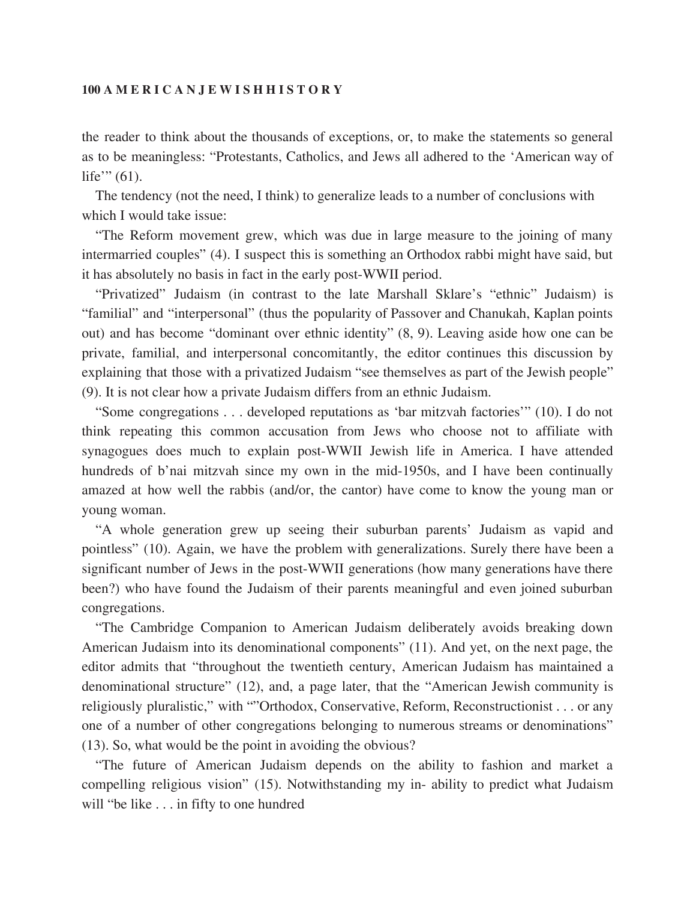the reader to think about the thousands of exceptions, or, to make the statements so general as to be meaningless: "Protestants, Catholics, and Jews all adhered to the 'American way of life'" (61).

The tendency (not the need, I think) to generalize leads to a number of conclusions with which I would take issue:

"The Reform movement grew, which was due in large measure to the joining of many intermarried couples" (4). I suspect this is something an Orthodox rabbi might have said, but it has absolutely no basis in fact in the early post-WWII period.

"Privatized" Judaism (in contrast to the late Marshall Sklare's "ethnic" Judaism) is "familial" and "interpersonal" (thus the popularity of Passover and Chanukah, Kaplan points out) and has become "dominant over ethnic identity" (8, 9). Leaving aside how one can be private, familial, and interpersonal concomitantly, the editor continues this discussion by explaining that those with a privatized Judaism "see themselves as part of the Jewish people" (9). It is not clear how a private Judaism differs from an ethnic Judaism.

"Some congregations . . . developed reputations as 'bar mitzvah factories'" (10). I do not think repeating this common accusation from Jews who choose not to affiliate with synagogues does much to explain post-WWII Jewish life in America. I have attended hundreds of b'nai mitzvah since my own in the mid-1950s, and I have been continually amazed at how well the rabbis (and/or, the cantor) have come to know the young man or young woman.

"A whole generation grew up seeing their suburban parents' Judaism as vapid and pointless" (10). Again, we have the problem with generalizations. Surely there have been a significant number of Jews in the post-WWII generations (how many generations have there been?) who have found the Judaism of their parents meaningful and even joined suburban congregations.

"The Cambridge Companion to American Judaism deliberately avoids breaking down American Judaism into its denominational components" (11). And yet, on the next page, the editor admits that "throughout the twentieth century, American Judaism has maintained a denominational structure" (12), and, a page later, that the "American Jewish community is religiously pluralistic," with ""Orthodox, Conservative, Reform, Reconstructionist . . . or any one of a number of other congregations belonging to numerous streams or denominations" (13). So, what would be the point in avoiding the obvious?

"The future of American Judaism depends on the ability to fashion and market a compelling religious vision" (15). Notwithstanding my in- ability to predict what Judaism will "be like . . . in fifty to one hundred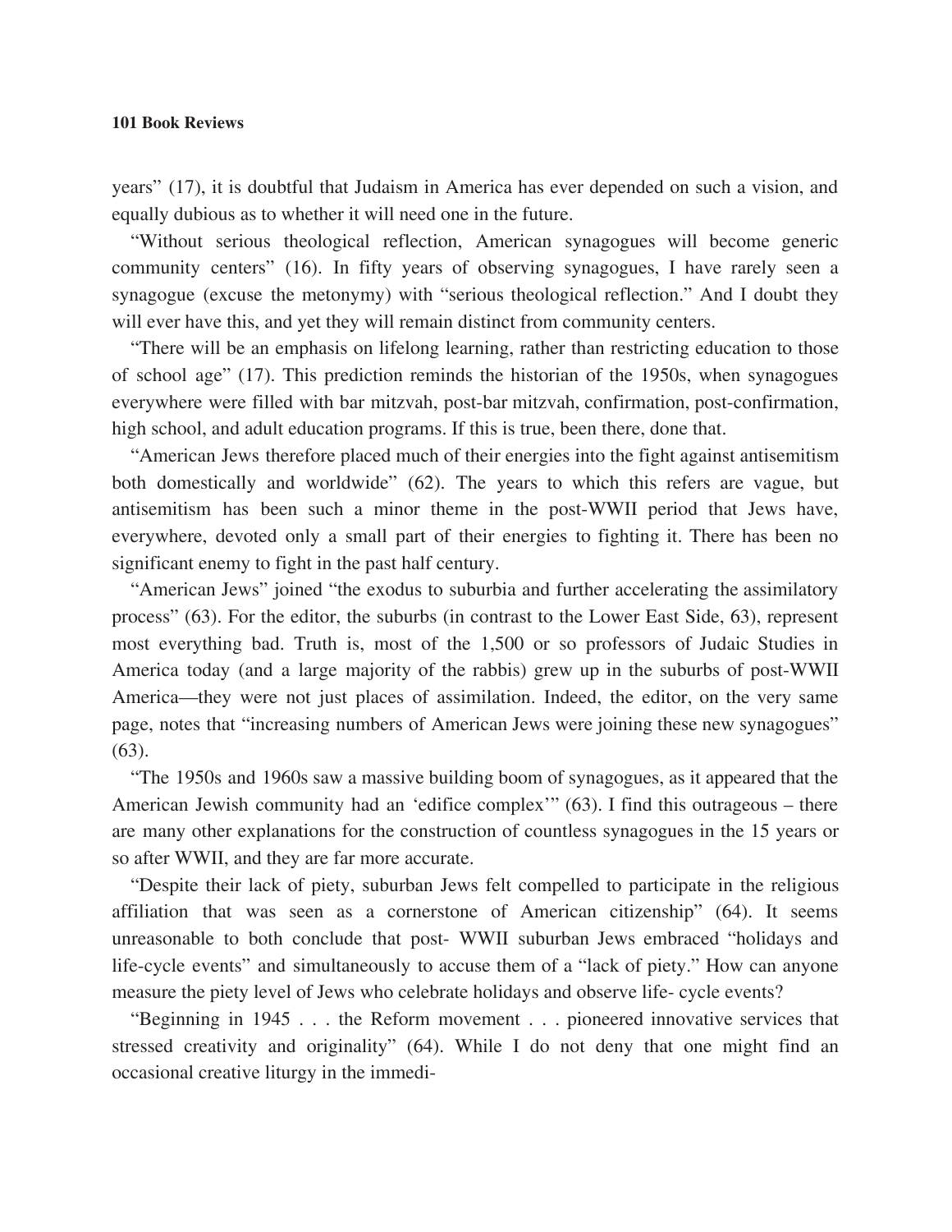years" (17), it is doubtful that Judaism in America has ever depended on such a vision, and equally dubious as to whether it will need one in the future.

"Without serious theological reflection, American synagogues will become generic community centers" (16). In fifty years of observing synagogues, I have rarely seen a synagogue (excuse the metonymy) with "serious theological reflection." And I doubt they will ever have this, and yet they will remain distinct from community centers.

"There will be an emphasis on lifelong learning, rather than restricting education to those of school age" (17). This prediction reminds the historian of the 1950s, when synagogues everywhere were filled with bar mitzvah, post-bar mitzvah, confirmation, post-confirmation, high school, and adult education programs. If this is true, been there, done that.

"American Jews therefore placed much of their energies into the fight against antisemitism both domestically and worldwide" (62). The years to which this refers are vague, but antisemitism has been such a minor theme in the post-WWII period that Jews have, everywhere, devoted only a small part of their energies to fighting it. There has been no significant enemy to fight in the past half century.

"American Jews" joined "the exodus to suburbia and further accelerating the assimilatory process" (63). For the editor, the suburbs (in contrast to the Lower East Side, 63), represent most everything bad. Truth is, most of the 1,500 or so professors of Judaic Studies in America today (and a large majority of the rabbis) grew up in the suburbs of post-WWII America—they were not just places of assimilation. Indeed, the editor, on the very same page, notes that "increasing numbers of American Jews were joining these new synagogues" (63).

"The 1950s and 1960s saw a massive building boom of synagogues, as it appeared that the American Jewish community had an 'edifice complex'" (63). I find this outrageous – there are many other explanations for the construction of countless synagogues in the 15 years or so after WWII, and they are far more accurate.

"Despite their lack of piety, suburban Jews felt compelled to participate in the religious affiliation that was seen as a cornerstone of American citizenship" (64). It seems unreasonable to both conclude that post- WWII suburban Jews embraced "holidays and life-cycle events" and simultaneously to accuse them of a "lack of piety." How can anyone measure the piety level of Jews who celebrate holidays and observe life- cycle events?

"Beginning in 1945 . . . the Reform movement . . . pioneered innovative services that stressed creativity and originality" (64). While I do not deny that one might find an occasional creative liturgy in the immedi-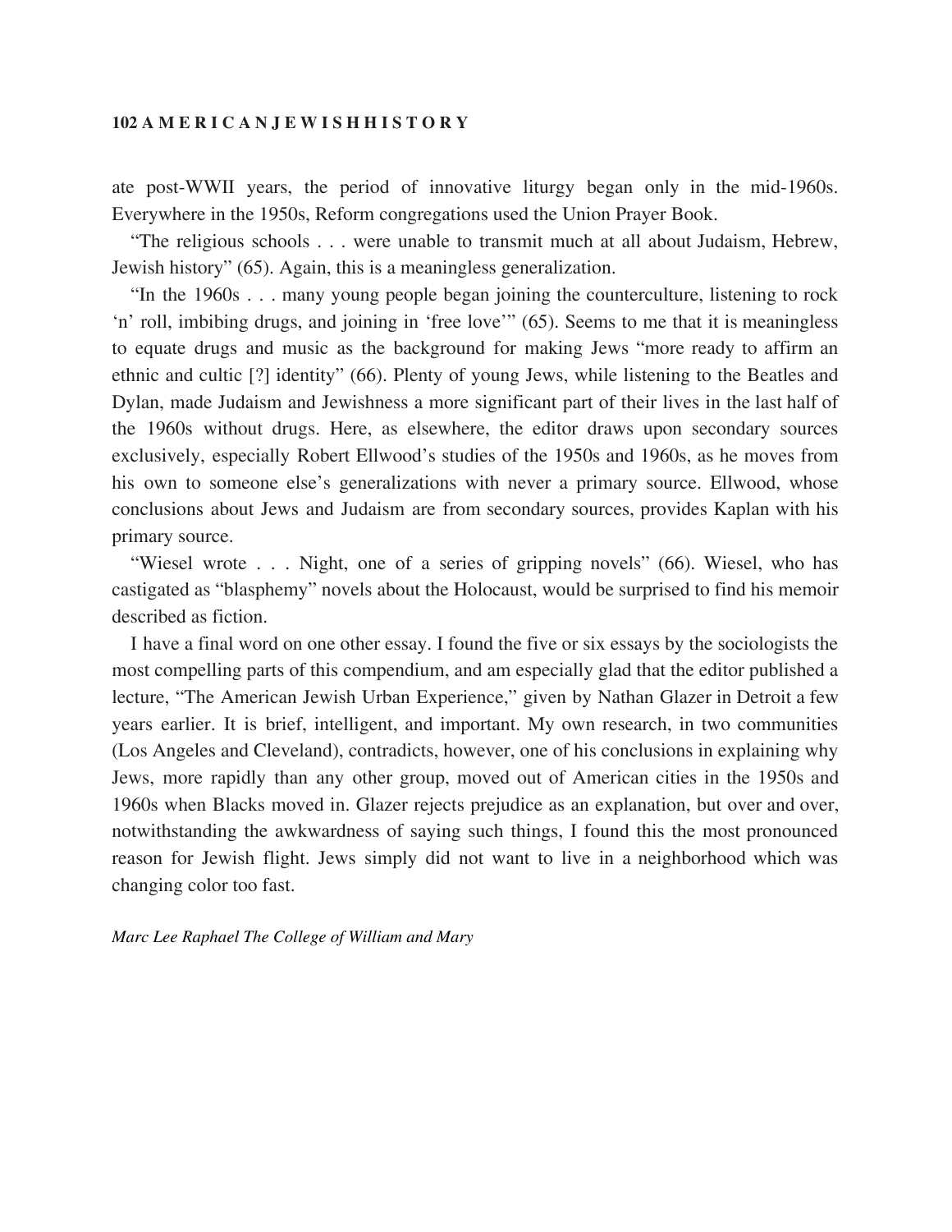ate post-WWII years, the period of innovative liturgy began only in the mid-1960s. Everywhere in the 1950s, Reform congregations used the Union Prayer Book.

"The religious schools . . . were unable to transmit much at all about Judaism, Hebrew, Jewish history" (65). Again, this is a meaningless generalization.

"In the 1960s . . . many young people began joining the counterculture, listening to rock 'n' roll, imbibing drugs, and joining in 'free love'" (65). Seems to me that it is meaningless to equate drugs and music as the background for making Jews "more ready to affirm an ethnic and cultic [?] identity" (66). Plenty of young Jews, while listening to the Beatles and Dylan, made Judaism and Jewishness a more significant part of their lives in the last half of the 1960s without drugs. Here, as elsewhere, the editor draws upon secondary sources exclusively, especially Robert Ellwood's studies of the 1950s and 1960s, as he moves from his own to someone else's generalizations with never a primary source. Ellwood, whose conclusions about Jews and Judaism are from secondary sources, provides Kaplan with his primary source.

"Wiesel wrote . . . Night, one of a series of gripping novels" (66). Wiesel, who has castigated as "blasphemy" novels about the Holocaust, would be surprised to find his memoir described as fiction.

I have a final word on one other essay. I found the five or six essays by the sociologists the most compelling parts of this compendium, and am especially glad that the editor published a lecture, "The American Jewish Urban Experience," given by Nathan Glazer in Detroit a few years earlier. It is brief, intelligent, and important. My own research, in two communities (Los Angeles and Cleveland), contradicts, however, one of his conclusions in explaining why Jews, more rapidly than any other group, moved out of American cities in the 1950s and 1960s when Blacks moved in. Glazer rejects prejudice as an explanation, but over and over, notwithstanding the awkwardness of saying such things, I found this the most pronounced reason for Jewish flight. Jews simply did not want to live in a neighborhood which was changing color too fast.

*Marc Lee Raphael The College of William and Mary*